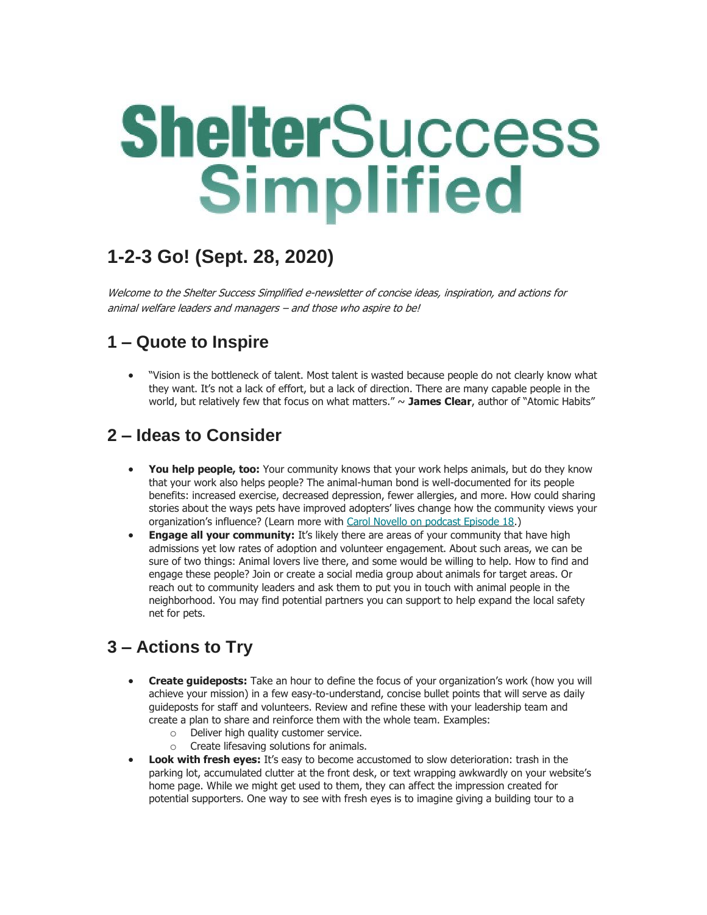# ShelterSuccess Simplified

## 1-2-3 Go! (Sept. 28, 2020)

*Welcome to the Shelter Success Simplified e-newsletter of concise ideas, inspiration, and actions for animal welfare leaders and managers – and those who aspire to be!*

## 1 – Quote to Inspire

- "Vision is the bottleneck of talent. Most talent is wasted because people do not clearly know what they want. It's not a lack of effort, but a lack of direction. There are many capable people in the world, but relatively few that focus on what matters." ~ **James Clear**, author of "Atomic Habits"

## 2 – Ideas to Consider

- **You help people, too:** Your community knows that your work helps animals, but do they know that your work also helps people? The animal-human bond is well-documented for its people benefits: increased exercise, decreased depression, fewer allergies, and more. How could sharing stories about the ways pets have improved adopters' lives change how the community views your organization's influence? (Learn more with [Carol Novello on podcast Episode 18](#).)
- **Engage all your community:** It's likely there are areas of your community that have high admissions yet low rates of adoption and volunteer engagement. About such areas, we can be sure of two things: Animal lovers live there, and some would be willing to help. How to find and engage these people? Join or create a social media group about animals for target areas. Or reach out to community leaders and ask them to put you in touch with animal people in the neighborhood. You may find potential partners you can support to help expand the local safety net for pets.

## 3 – Actions to Try

- **Create guideposts:** Take an hour to define the focus of your organization's work (how you will achieve your mission) in a few easy-to-understand, concise bullet points that will serve as daily guideposts for staff and volunteers. Review and refine these with your leadership team and create a plan to share and reinforce them with the whole team. Examples:
  - Deliver high quality customer service.
  - Create lifesaving solutions for animals.
- **Look with fresh eyes:** It's easy to become accustomed to slow deterioration: trash in the parking lot, accumulated clutter at the front desk, or text wrapping awkwardly on your website's home page. While we might get used to them, they can affect the impression created for potential supporters. One way to see with fresh eyes is to imagine giving a building tour to a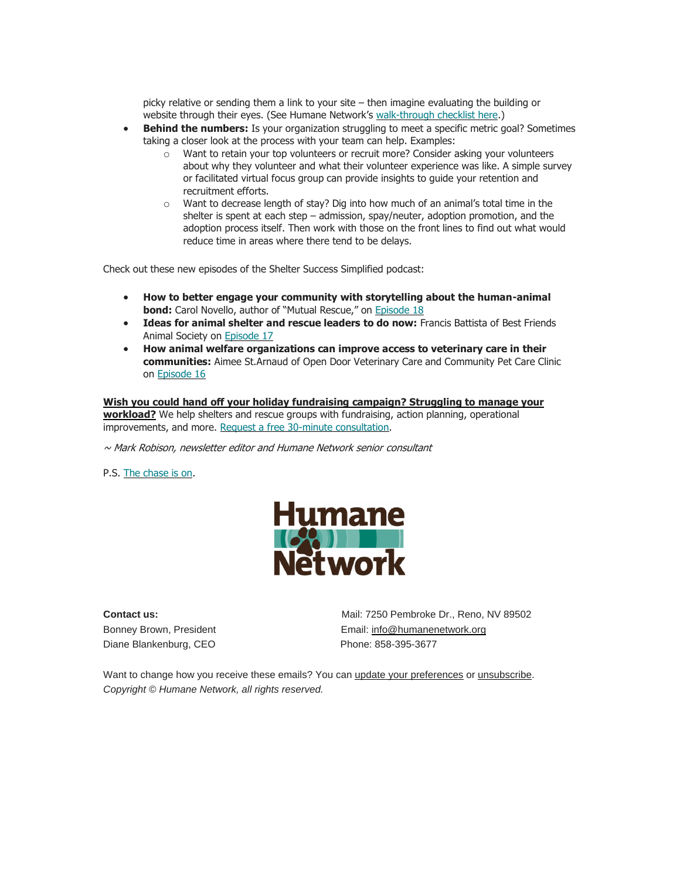picky relative or sending them a link to your site – then imagine evaluating the building or website through their eyes. (See Humane Network's walk-through checklist here.)

- **Behind the numbers:** Is your organization struggling to meet a specific metric goal? Sometimes taking a closer look at the process with your team can help. Examples:
  - Want to retain your top volunteers or recruit more? Consider asking your volunteers about why they volunteer and what their volunteer experience was like. A simple survey or facilitated virtual focus group can provide insights to guide your retention and recruitment efforts.
  - Want to decrease length of stay? Dig into how much of an animal's total time in the shelter is spent at each step – admission, spay/neuter, adoption promotion, and the adoption process itself. Then work with those on the front lines to find out what would reduce time in areas where there tend to be delays.

Check out these new episodes of the Shelter Success Simplified podcast:

- **How to better engage your community with storytelling about the human-animal bond:** Carol Novello, author of "Mutual Rescue," on Episode 18
- **Ideas for animal shelter and rescue leaders to do now:** Francis Battista of Best Friends Animal Society on Episode 17
- **How animal welfare organizations can improve access to veterinary care in their communities:** Aimee St.Arnaud of Open Door Veterinary Care and Community Pet Care Clinic on Episode 16

**Wish you could hand off your holiday fundraising campaign? Struggling to manage your workload?** We help shelters and rescue groups with fundraising, action planning, operational improvements, and more. Request a free 30-minute consultation.

*~ Mark Robison, newsletter editor and Humane Network senior consultant*

P.S. The chase is on.

Humane Network

**Contact us:**
Bonney Brown, President
Diane Blankenburg, CEO

Mail: 7250 Pembroke Dr., Reno, NV 89502
Email: info@humanenetwork.org
Phone: 858-395-3677

Want to change how you receive these emails? You can update your preferences or unsubscribe.
*Copyright © Humane Network, all rights reserved.*